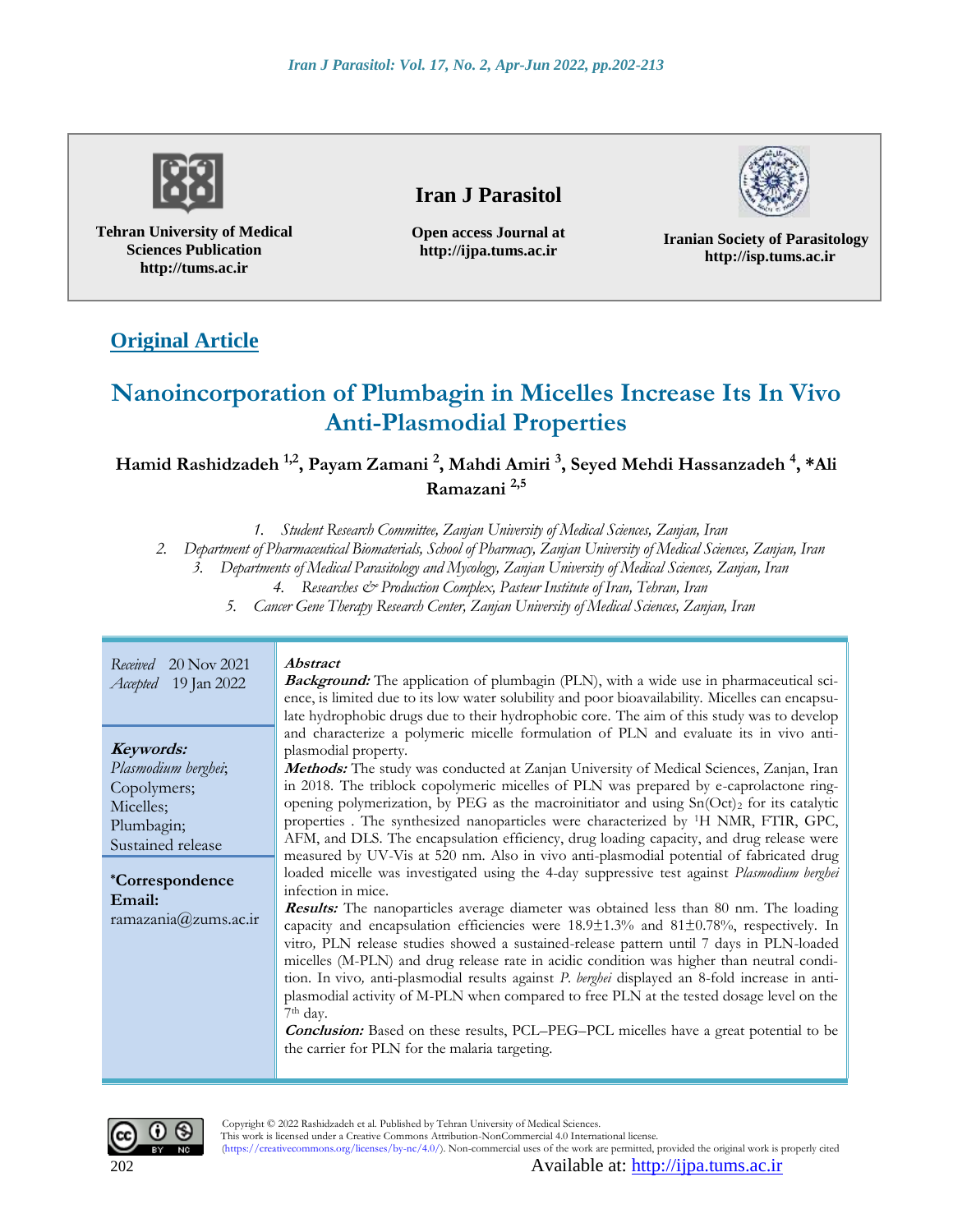Tehran University of Medical Sciences Publication
http://tums.ac.ir

**Iran J Parasitol**

Open access Journal at
http://ijpa.tums.ac.ir

Iranian Society of Parasitology
http://isp.tums.ac.ir

**Original Article**

# Nanoincorporation of Plumbagin in Micelles Increase Its In Vivo Anti-Plasmodial Properties

**Hamid Rashidzadeh [1,2], Payam Zamani [2], Mahdi Amiri [3], Seyed Mehdi Hassanzadeh [4], *Ali Ramazani [2,5]**

1. *Student Research Committee, Zanjan University of Medical Sciences, Zanjan, Iran*
2. *Department of Pharmaceutical Biomaterials, School of Pharmacy, Zanjan University of Medical Sciences, Zanjan, Iran*
3. *Departments of Medical Parasitology and Mycology, Zanjan University of Medical Sciences, Zanjan, Iran*
4. *Researches & Production Complex, Pasteur Institute of Iran, Tehran, Iran*
5. *Cancer Gene Therapy Research Center, Zanjan University of Medical Sciences, Zanjan, Iran*

*Received* 20 Nov 2021
*Accepted* 19 Jan 2022

***Keywords:***
*Plasmodium berghei*;
Copolymers;
Micelles;
Plumbagin;
Sustained release

***Correspondence Email:**
ramazania@zums.ac.ir

***Abstract***

***Background:*** The application of plumbagin (PLN), with a wide use in pharmaceutical science, is limited due to its low water solubility and poor bioavailability. Micelles can encapsulate hydrophobic drugs due to their hydrophobic core. The aim of this study was to develop and characterize a polymeric micelle formulation of PLN and evaluate its in vivo anti-plasmodial property.

***Methods:*** The study was conducted at Zanjan University of Medical Sciences, Zanjan, Iran in 2018. The triblock copolymeric micelles of PLN was prepared by e-caprolactone ring-opening polymerization, by PEG as the macroinitiator and using $Sn(Oct)_2$ for its catalytic properties . The synthesized nanoparticles were characterized by $^1$H NMR, FTIR, GPC, AFM, and DLS. The encapsulation efficiency, drug loading capacity, and drug release were measured by UV-Vis at 520 nm. Also in vivo anti-plasmodial potential of fabricated drug loaded micelle was investigated using the 4-day suppressive test against *Plasmodium berghei* infection in mice.

***Results:*** The nanoparticles average diameter was obtained less than 80 nm. The loading capacity and encapsulation efficiencies were 18.9±1.3% and 81±0.78%, respectively. In vitro*,* PLN release studies showed a sustained-release pattern until 7 days in PLN-loaded micelles (M-PLN) and drug release rate in acidic condition was higher than neutral condition. In vivo*,* anti-plasmodial results against *P. berghei* displayed an 8-fold increase in anti-plasmodial activity of M-PLN when compared to free PLN at the tested dosage level on the 7$^{th}$ day.

***Conclusion:*** Based on these results, PCL–PEG–PCL micelles have a great potential to be the carrier for PLN for the malaria targeting.

Copyright © 2022 Rashidzadeh et al. Published by Tehran University of Medical Sciences.
This work is licensed under a Creative Commons Attribution-NonCommercial 4.0 International license.
(https://creativecommons.org/licenses/by-nc/4.0/). Non-commercial uses of the work are permitted, provided the original work is properly cited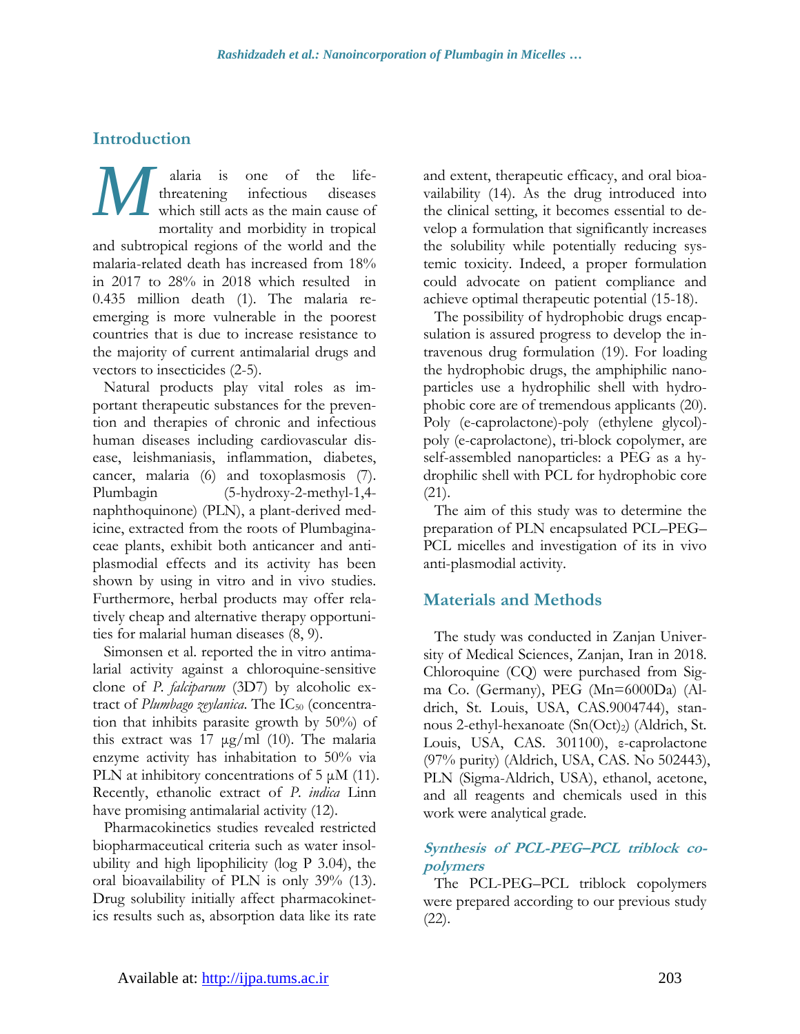## Introduction

Malaria is one of the life-threatening infectious diseases which still acts as the main cause of mortality and morbidity in tropical and subtropical regions of the world and the malaria-related death has increased from 18% in 2017 to 28% in 2018 which resulted in 0.435 million death (1). The malaria re-emerging is more vulnerable in the poorest countries that is due to increase resistance to the majority of current antimalarial drugs and vectors to insecticides (2-5).

Natural products play vital roles as important therapeutic substances for the prevention and therapies of chronic and infectious human diseases including cardiovascular disease, leishmaniasis, inflammation, diabetes, cancer, malaria (6) and toxoplasmosis (7). Plumbagin (5-hydroxy-2-methyl-1,4-naphthoquinone) (PLN), a plant-derived medicine, extracted from the roots of Plumbaginaceae plants, exhibit both anticancer and anti-plasmodial effects and its activity has been shown by using in vitro and in vivo studies. Furthermore, herbal products may offer relatively cheap and alternative therapy opportunities for malarial human diseases (8, 9).

Simonsen et al. reported the in vitro antimalarial activity against a chloroquine-sensitive clone of *P. falciparum* (3D7) by alcoholic extract of *Plumbago zeylanica*. The $IC_{50}$ (concentration that inhibits parasite growth by 50%) of this extract was 17 μg/ml (10). The malaria enzyme activity has inhabitation to 50% via PLN at inhibitory concentrations of 5 μM (11). Recently, ethanolic extract of *P. indica* Linn have promising antimalarial activity (12).

Pharmacokinetics studies revealed restricted biopharmaceutical criteria such as water insolubility and high lipophilicity (log P 3.04), the oral bioavailability of PLN is only 39% (13). Drug solubility initially affect pharmacokinetics results such as, absorption data like its rate and extent, therapeutic efficacy, and oral bioavailability (14). As the drug introduced into the clinical setting, it becomes essential to develop a formulation that significantly increases the solubility while potentially reducing systemic toxicity. Indeed, a proper formulation could advocate on patient compliance and achieve optimal therapeutic potential (15-18).

The possibility of hydrophobic drugs encapsulation is assured progress to develop the intravenous drug formulation (19). For loading the hydrophobic drugs, the amphiphilic nanoparticles use a hydrophilic shell with hydrophobic core are of tremendous applicants (20). Poly (e-caprolactone)-poly (ethylene glycol)-poly (e-caprolactone), tri-block copolymer, are self-assembled nanoparticles: a PEG as a hydrophilic shell with PCL for hydrophobic core (21).

The aim of this study was to determine the preparation of PLN encapsulated PCL–PEG–PCL micelles and investigation of its in vivo anti-plasmodial activity.

## Materials and Methods

The study was conducted in Zanjan University of Medical Sciences, Zanjan, Iran in 2018. Chloroquine (CQ) were purchased from Sigma Co. (Germany), PEG (Mn=6000Da) (Aldrich, St. Louis, USA, CAS.9004744), stannous 2-ethyl-hexanoate ($Sn(Oct)_2$) (Aldrich, St. Louis, USA, CAS. 301100), ε-caprolactone (97% purity) (Aldrich, USA, CAS. No 502443), PLN (Sigma-Aldrich, USA), ethanol, acetone, and all reagents and chemicals used in this work were analytical grade.

### *Synthesis of PCL-PEG–PCL triblock copolymers*

The PCL-PEG–PCL triblock copolymers were prepared according to our previous study (22).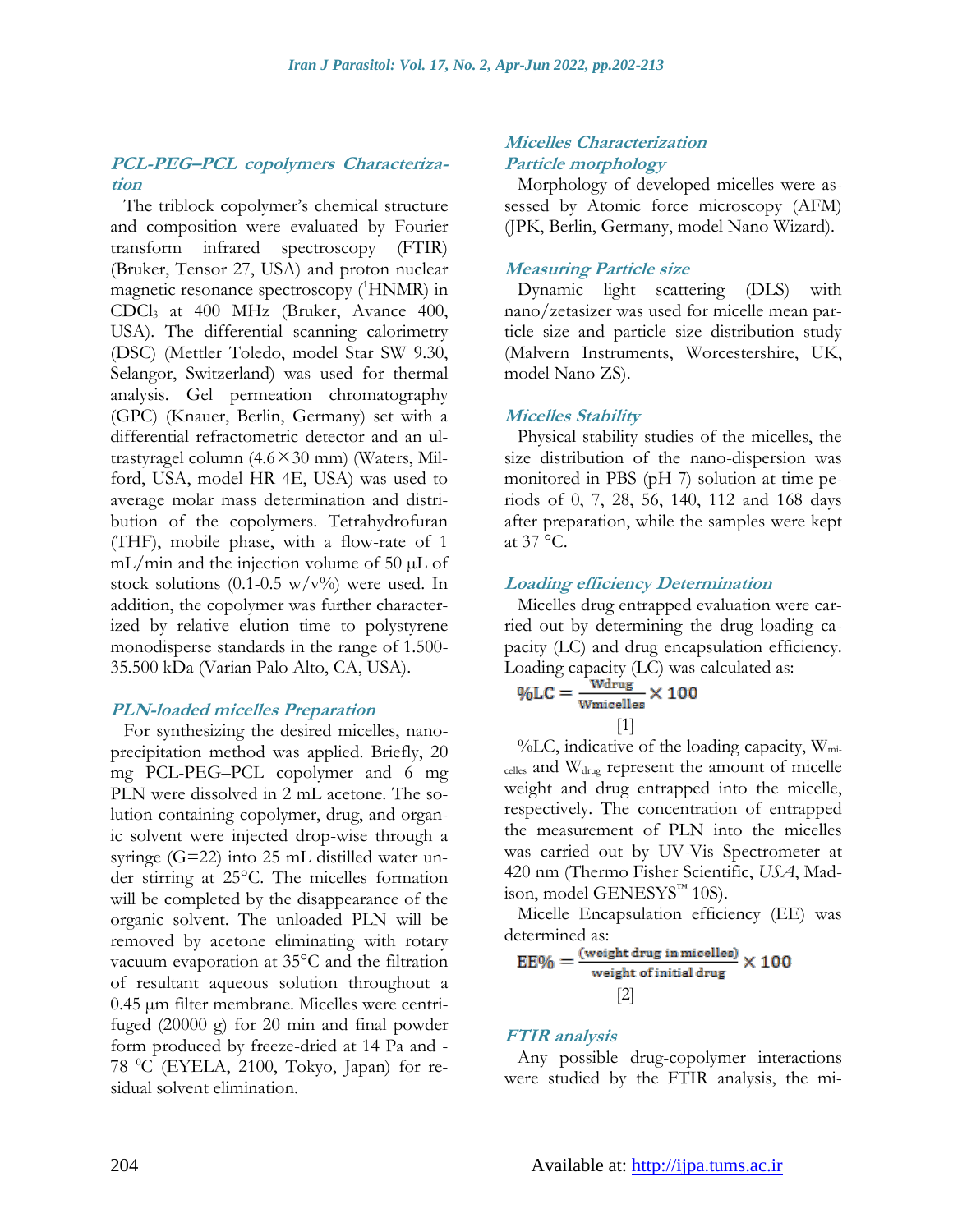### *PCL-PEG–PCL copolymers Characterization*

The triblock copolymer's chemical structure and composition were evaluated by Fourier transform infrared spectroscopy (FTIR) (Bruker, Tensor 27, USA) and proton nuclear magnetic resonance spectroscopy ($^1$HNMR) in $CDCl_3$ at 400 MHz (Bruker, Avance 400, USA). The differential scanning calorimetry (DSC) (Mettler Toledo, model Star SW 9.30, Selangor, Switzerland) was used for thermal analysis. Gel permeation chromatography (GPC) (Knauer, Berlin, Germany) set with a differential refractometric detector and an ultrastyragel column (4.6×30 mm) (Waters, Milford, USA, model HR 4E, USA) was used to average molar mass determination and distribution of the copolymers. Tetrahydrofuran (THF), mobile phase, with a flow-rate of 1 mL/min and the injection volume of 50 µL of stock solutions (0.1-0.5 w/v%) were used. In addition, the copolymer was further characterized by relative elution time to polystyrene monodisperse standards in the range of 1.500-35.500 kDa (Varian Palo Alto, CA, USA).

### *PLN-loaded micelles Preparation*

For synthesizing the desired micelles, nanoprecipitation method was applied. Briefly, 20 mg PCL-PEG–PCL copolymer and 6 mg PLN were dissolved in 2 mL acetone. The solution containing copolymer, drug, and organic solvent were injected drop-wise through a syringe (G=22) into 25 mL distilled water under stirring at 25°C. The micelles formation will be completed by the disappearance of the organic solvent. The unloaded PLN will be removed by acetone eliminating with rotary vacuum evaporation at 35°C and the filtration of resultant aqueous solution throughout a 0.45 µm filter membrane. Micelles were centrifuged (20000 g) for 20 min and final powder form produced by freeze-dried at 14 Pa and -78 °C (EYELA, 2100, Tokyo, Japan) for residual solvent elimination.

### *Micelles Characterization*

### *Particle morphology*

Morphology of developed micelles were assessed by Atomic force microscopy (AFM) (JPK, Berlin, Germany, model Nano Wizard).

### *Measuring Particle size*

Dynamic light scattering (DLS) with nano/zetasizer was used for micelle mean particle size and particle size distribution study (Malvern Instruments, Worcestershire, UK, model Nano ZS).

### *Micelles Stability*

Physical stability studies of the micelles, the size distribution of the nano-dispersion was monitored in PBS (pH 7) solution at time periods of 0, 7, 28, 56, 140, 112 and 168 days after preparation, while the samples were kept at 37 °C.

### *Loading efficiency Determination*

Micelles drug entrapped evaluation were carried out by determining the drug loading capacity (LC) and drug encapsulation efficiency. Loading capacity (LC) was calculated as:

$$\%LC = \frac{W_{drug}}{W_{micelles}} \times 100 \quad [1]$$

%LC, indicative of the loading capacity, $W_{micelles}$ and $W_{drug}$ represent the amount of micelle weight and drug entrapped into the micelle, respectively. The concentration of entrapped the measurement of PLN into the micelles was carried out by UV-Vis Spectrometer at 420 nm (Thermo Fisher Scientific, *USA*, Madison, model GENESYS™ 10S).

Micelle Encapsulation efficiency (EE) was determined as:

$$EE\% = \frac{(\text{weight drug in micelles})}{\text{weight of initial drug}} \times 100 \quad [2]$$

### *FTIR analysis*

Any possible drug-copolymer interactions were studied by the FTIR analysis, the mi-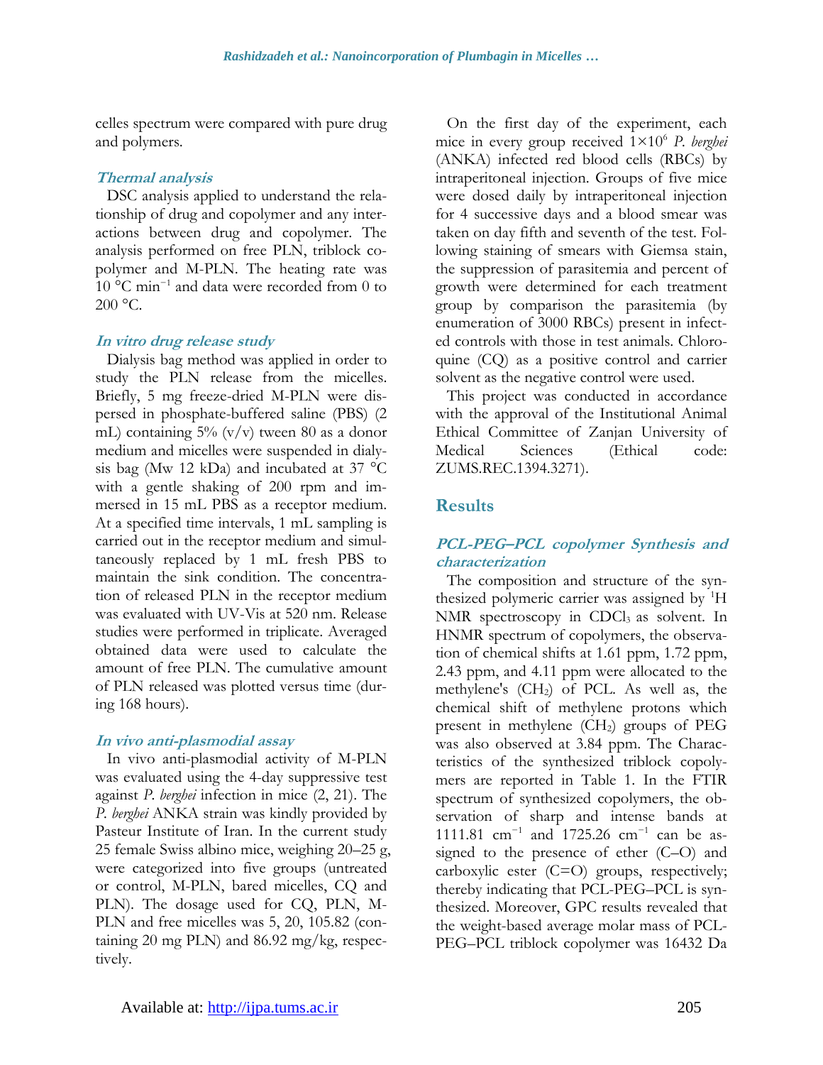celles spectrum were compared with pure drug and polymers.

### *Thermal analysis*

DSC analysis applied to understand the relationship of drug and copolymer and any interactions between drug and copolymer. The analysis performed on free PLN, triblock copolymer and M-PLN. The heating rate was 10 °C $min^{-1}$ and data were recorded from 0 to 200 °C.

### *In vitro drug release study*

Dialysis bag method was applied in order to study the PLN release from the micelles. Briefly, 5 mg freeze-dried M-PLN were dispersed in phosphate-buffered saline (PBS) (2 mL) containing 5% (v/v) tween 80 as a donor medium and micelles were suspended in dialysis bag (Mw 12 kDa) and incubated at 37 °C with a gentle shaking of 200 rpm and immersed in 15 mL PBS as a receptor medium. At a specified time intervals, 1 mL sampling is carried out in the receptor medium and simultaneously replaced by 1 mL fresh PBS to maintain the sink condition. The concentration of released PLN in the receptor medium was evaluated with UV-Vis at 520 nm. Release studies were performed in triplicate. Averaged obtained data were used to calculate the amount of free PLN. The cumulative amount of PLN released was plotted versus time (during 168 hours).

### *In vivo anti-plasmodial assay*

In vivo anti-plasmodial activity of M-PLN was evaluated using the 4-day suppressive test against *P. berghei* infection in mice (2, 21). The *P. berghei* ANKA strain was kindly provided by Pasteur Institute of Iran. In the current study 25 female Swiss albino mice, weighing 20–25 g, were categorized into five groups (untreated or control, M-PLN, bared micelles, CQ and PLN). The dosage used for CQ, PLN, M-PLN and free micelles was 5, 20, 105.82 (containing 20 mg PLN) and 86.92 mg/kg, respectively.

On the first day of the experiment, each mice in every group received $1\times10^{6}$ *P. berghei* (ANKA) infected red blood cells (RBCs) by intraperitoneal injection. Groups of five mice were dosed daily by intraperitoneal injection for 4 successive days and a blood smear was taken on day fifth and seventh of the test. Following staining of smears with Giemsa stain, the suppression of parasitemia and percent of growth were determined for each treatment group by comparison the parasitemia (by enumeration of 3000 RBCs) present in infected controls with those in test animals. Chloroquine (CQ) as a positive control and carrier solvent as the negative control were used.

This project was conducted in accordance with the approval of the Institutional Animal Ethical Committee of Zanjan University of Medical Sciences (Ethical code: ZUMS.REC.1394.3271).

## Results

### *PCL-PEG–PCL copolymer Synthesis and characterization*

The composition and structure of the synthesized polymeric carrier was assigned by $^{1}H$ NMR spectroscopy in $CDCl_3$ as solvent. In HNMR spectrum of copolymers, the observation of chemical shifts at 1.61 ppm, 1.72 ppm, 2.43 ppm, and 4.11 ppm were allocated to the methylene's ($CH_2$) of PCL. As well as, the chemical shift of methylene protons which present in methylene ($CH_2$) groups of PEG was also observed at 3.84 ppm. The Characteristics of the synthesized triblock copolymers are reported in Table 1. In the FTIR spectrum of synthesized copolymers, the observation of sharp and intense bands at 1111.81 $cm^{-1}$ and 1725.26 $cm^{-1}$ can be assigned to the presence of ether (C–O) and carboxylic ester (C=O) groups, respectively; thereby indicating that PCL-PEG–PCL is synthesized. Moreover, GPC results revealed that the weight-based average molar mass of PCL-PEG–PCL triblock copolymer was 16432 Da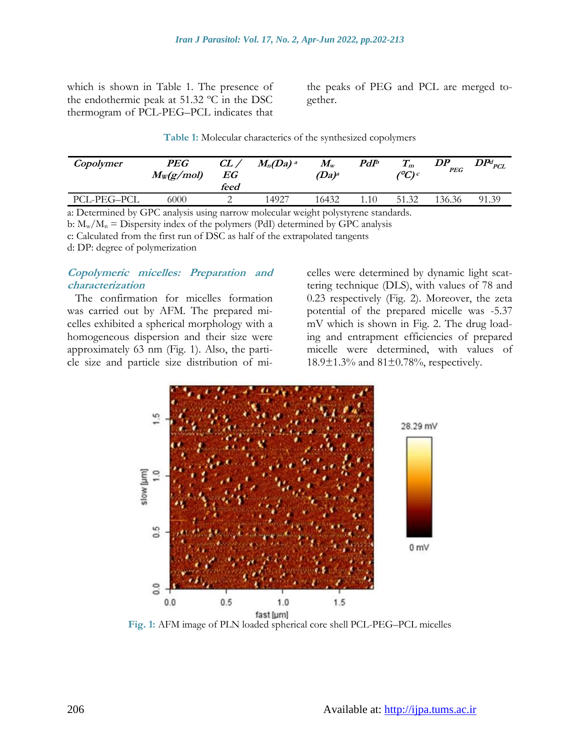which is shown in Table 1. The presence of the endothermic peak at 51.32 ºC in the DSC thermogram of PCL-PEG–PCL indicates that the peaks of PEG and PCL are merged together.

**Table 1:** Molecular charactercs of the synthesized copolymers

| *Copolymer* | *PEG $M_W$(g/mol)* | *CL / EG feed* | *$M_n$(Da)* [a] | *$M_w$ (Da)*[a] | *PdI*[b] | *$T_m$ (ºC)*[c] | *$DP_{PEG}$* | *$DP^d_{PCL}$* |
|---|---|---|---|---|---|---|---|---|
| PCL-PEG–PCL | 6000 | 2 | 14927 | 16432 | 1.10 | 51.32 | 136.36 | 91.39 |

a: Determined by GPC analysis using narrow molecular weight polystyrene standards.
b: $M_w/M_n$ = Dispersity index of the polymers (PdI) determined by GPC analysis
c: Calculated from the first run of DSC as half of the extrapolated tangents
d: DP: degree of polymerization

### *Copolymeric micelles: Preparation and characterization*

The confirmation for micelles formation was carried out by AFM. The prepared micelles exhibited a spherical morphology with a homogeneous dispersion and their size were approximately 63 nm (Fig. 1). Also, the particle size and particle size distribution of micelles were determined by dynamic light scattering technique (DLS), with values of 78 and 0.23 respectively (Fig. 2). Moreover, the zeta potential of the prepared micelle was -5.37 mV which is shown in Fig. 2. The drug loading and entrapment efficiencies of prepared micelle were determined, with values of 18.9±1.3% and 81±0.78%, respectively.

**Fig. 1:** AFM image of PLN loaded spherical core shell PCL-PEG–PCL micelles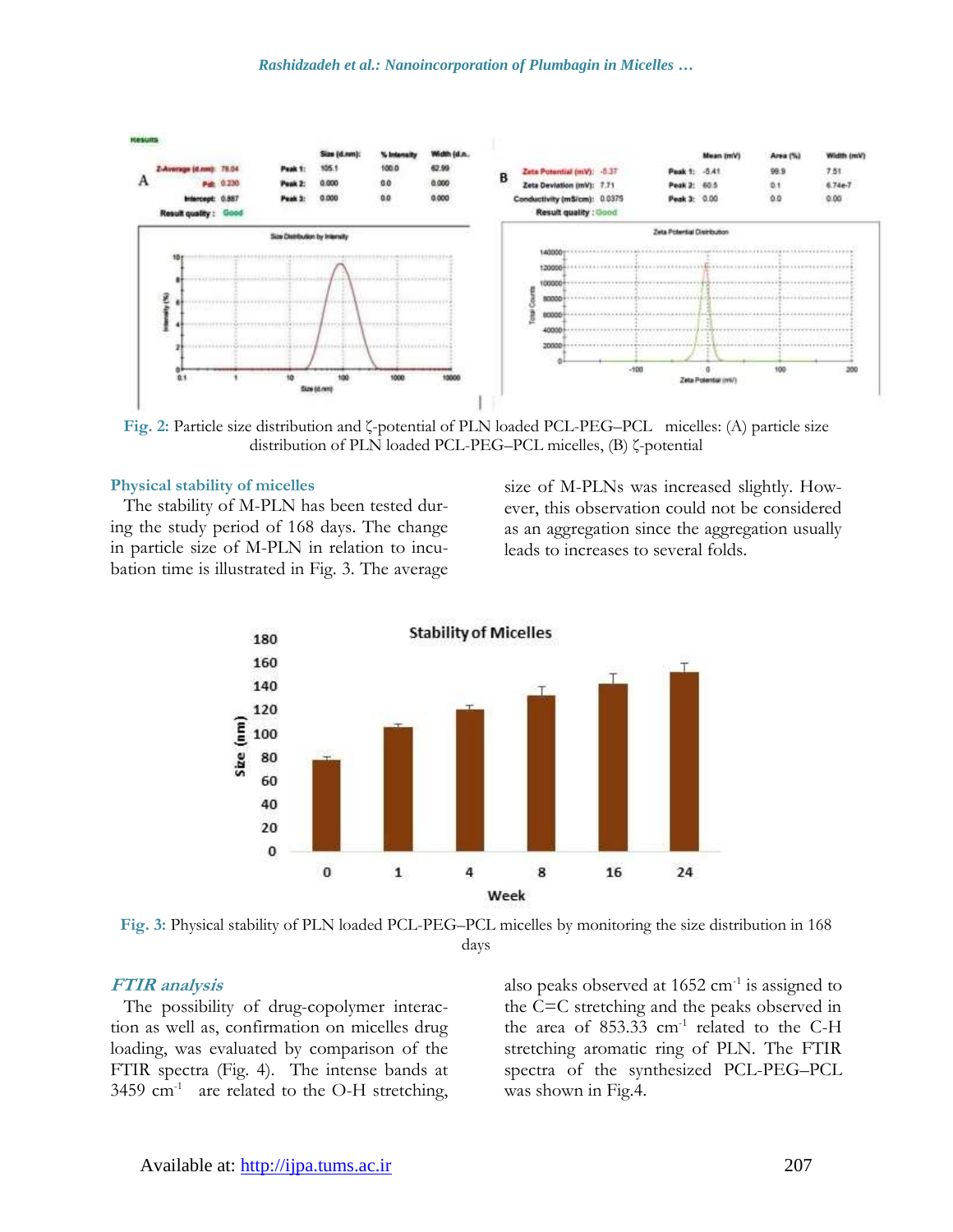Fig. 2: Particle size distribution and ζ-potential of PLN loaded PCL-PEG–PCL micelles: (A) particle size distribution of PLN loaded PCL-PEG–PCL micelles, (B) ζ-potential

### Physical stability of micelles

The stability of M-PLN has been tested during the study period of 168 days. The change in particle size of M-PLN in relation to incubation time is illustrated in Fig. 3. The average size of M-PLNs was increased slightly. However, this observation could not be considered as an aggregation since the aggregation usually leads to increases to several folds.

Fig. 3: Physical stability of PLN loaded PCL-PEG–PCL micelles by monitoring the size distribution in 168 days

### *FTIR analysis*

The possibility of drug-copolymer interaction as well as, confirmation on micelles drug loading, was evaluated by comparison of the FTIR spectra (Fig. 4). The intense bands at 3459 $cm^{-1}$ are related to the O-H stretching, also peaks observed at 1652 $cm^{-1}$ is assigned to the C=C stretching and the peaks observed in the area of 853.33 $cm^{-1}$ related to the C-H stretching aromatic ring of PLN. The FTIR spectra of the synthesized PCL-PEG–PCL was shown in Fig.4.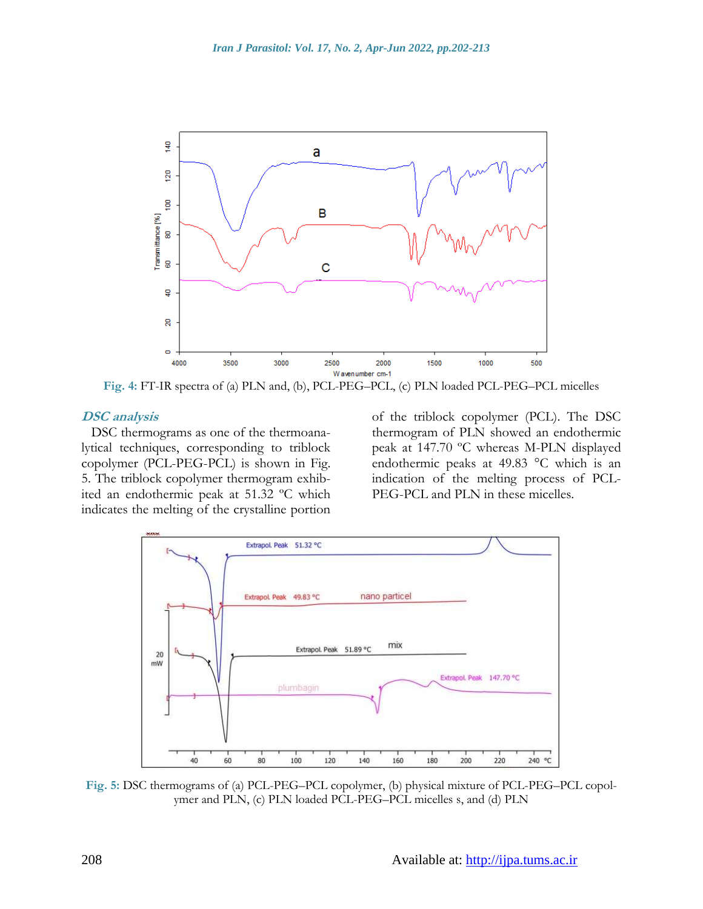Fig. 4: FT-IR spectra of (a) PLN and, (b), PCL-PEG–PCL, (c) PLN loaded PCL-PEG–PCL micelles

### *DSC analysis*

DSC thermograms as one of the thermoanalytical techniques, corresponding to triblock copolymer (PCL-PEG-PCL) is shown in Fig. 5. The triblock copolymer thermogram exhibited an endothermic peak at 51.32 ºC which indicates the melting of the crystalline portion of the triblock copolymer (PCL). The DSC thermogram of PLN showed an endothermic peak at 147.70 ºC whereas M-PLN displayed endothermic peaks at 49.83 °C which is an indication of the melting process of PCL-PEG-PCL and PLN in these micelles.

Fig. 5: DSC thermograms of (a) PCL-PEG–PCL copolymer, (b) physical mixture of PCL-PEG–PCL copolymer and PLN, (c) PLN loaded PCL-PEG–PCL micelles s, and (d) PLN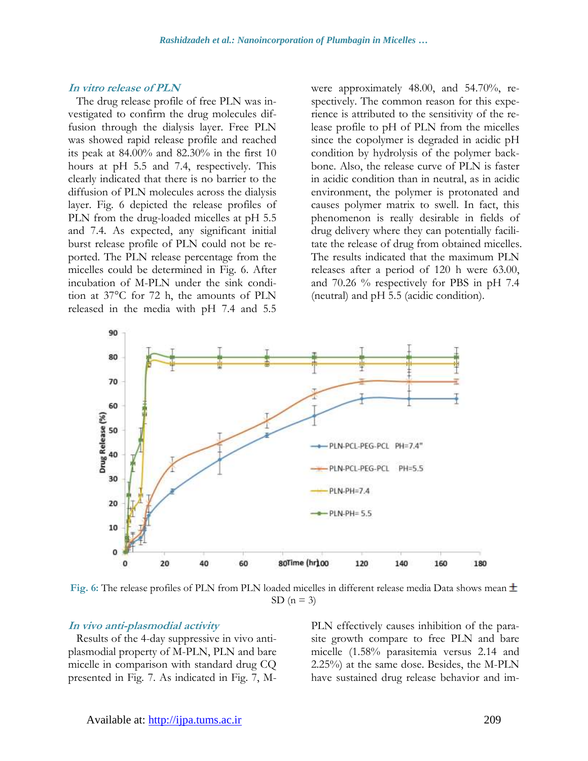### *In vitro release of PLN*

The drug release profile of free PLN was investigated to confirm the drug molecules diffusion through the dialysis layer. Free PLN was showed rapid release profile and reached its peak at 84.00% and 82.30% in the first 10 hours at pH 5.5 and 7.4, respectively. This clearly indicated that there is no barrier to the diffusion of PLN molecules across the dialysis layer. Fig. 6 depicted the release profiles of PLN from the drug-loaded micelles at pH 5.5 and 7.4. As expected, any significant initial burst release profile of PLN could not be reported. The PLN release percentage from the micelles could be determined in Fig. 6. After incubation of M-PLN under the sink condition at 37°C for 72 h, the amounts of PLN released in the media with pH 7.4 and 5.5 were approximately 48.00, and 54.70%, respectively. The common reason for this experience is attributed to the sensitivity of the release profile to pH of PLN from the micelles since the copolymer is degraded in acidic pH condition by hydrolysis of the polymer backbone. Also, the release curve of PLN is faster in acidic condition than in neutral, as in acidic environment, the polymer is protonated and causes polymer matrix to swell. In fact, this phenomenon is really desirable in fields of drug delivery where they can potentially facilitate the release of drug from obtained micelles. The results indicated that the maximum PLN releases after a period of 120 h were 63.00, and 70.26 % respectively for PBS in pH 7.4 (neutral) and pH 5.5 (acidic condition).

**Fig. 6:** The release profiles of PLN from PLN loaded micelles in different release media Data shows mean ± SD (n = 3)

### *In vivo anti-plasmodial activity*

Results of the 4-day suppressive in vivo anti-plasmodial property of M-PLN, PLN and bare micelle in comparison with standard drug CQ presented in Fig. 7. As indicated in Fig. 7, M-PLN effectively causes inhibition of the parasite growth compare to free PLN and bare micelle (1.58% parasitemia versus 2.14 and 2.25%) at the same dose. Besides, the M-PLN have sustained drug release behavior and im-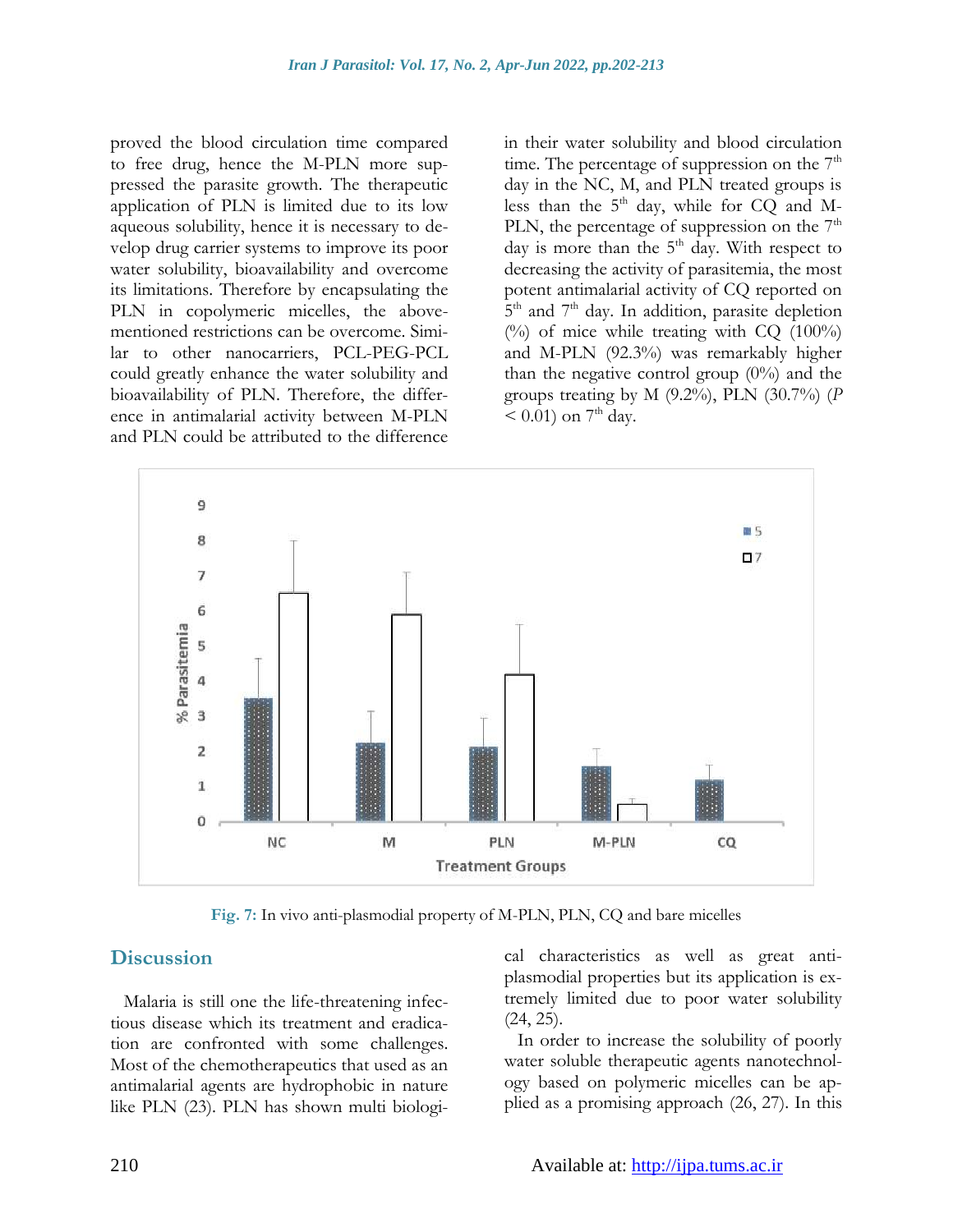proved the blood circulation time compared to free drug, hence the M-PLN more suppressed the parasite growth. The therapeutic application of PLN is limited due to its low aqueous solubility, hence it is necessary to develop drug carrier systems to improve its poor water solubility, bioavailability and overcome its limitations. Therefore by encapsulating the PLN in copolymeric micelles, the above-mentioned restrictions can be overcome. Similar to other nanocarriers, PCL-PEG-PCL could greatly enhance the water solubility and bioavailability of PLN. Therefore, the difference in antimalarial activity between M-PLN and PLN could be attributed to the difference in their water solubility and blood circulation time. The percentage of suppression on the 7th day in the NC, M, and PLN treated groups is less than the 5th day, while for CQ and M-PLN, the percentage of suppression on the 7th day is more than the 5th day. With respect to decreasing the activity of parasitemia, the most potent antimalarial activity of CQ reported on 5th and 7th day. In addition, parasite depletion (%) of mice while treating with CQ (100%) and M-PLN (92.3%) was remarkably higher than the negative control group (0%) and the groups treating by M (9.2%), PLN (30.7%) ($P < 0.01$) on 7th day.

**Fig. 7:** In vivo anti-plasmodial property of M-PLN, PLN, CQ and bare micelles

## Discussion

Malaria is still one the life-threatening infectious disease which its treatment and eradication are confronted with some challenges. Most of the chemotherapeutics that used as an antimalarial agents are hydrophobic in nature like PLN (23). PLN has shown multi biological characteristics as well as great anti-plasmodial properties but its application is extremely limited due to poor water solubility (24, 25).

In order to increase the solubility of poorly water soluble therapeutic agents nanotechnology based on polymeric micelles can be applied as a promising approach (26, 27). In this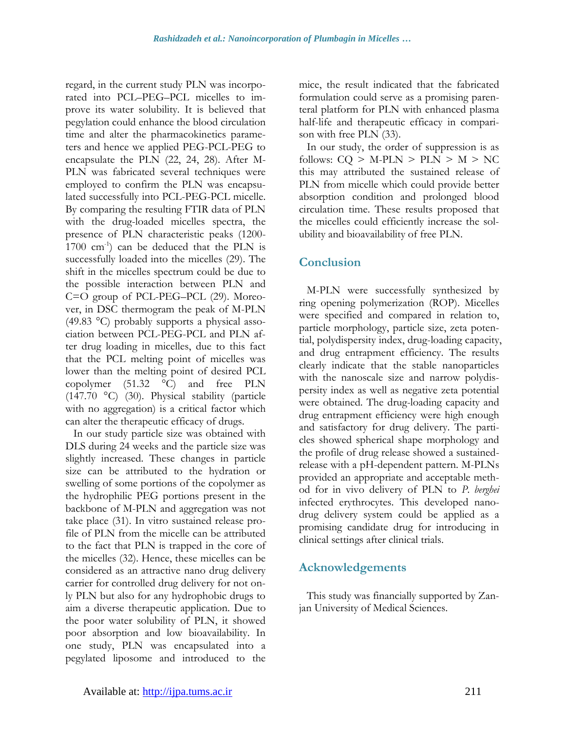regard, in the current study PLN was incorporated into PCL–PEG–PCL micelles to improve its water solubility. It is believed that pegylation could enhance the blood circulation time and alter the pharmacokinetics parameters and hence we applied PEG-PCL-PEG to encapsulate the PLN (22, 24, 28). After M-PLN was fabricated several techniques were employed to confirm the PLN was encapsulated successfully into PCL-PEG-PCL micelle. By comparing the resulting FTIR data of PLN with the drug-loaded micelles spectra, the presence of PLN characteristic peaks (1200-1700 $cm^{-1}$) can be deduced that the PLN is successfully loaded into the micelles (29). The shift in the micelles spectrum could be due to the possible interaction between PLN and C=O group of PCL-PEG–PCL (29). Moreover, in DSC thermogram the peak of M-PLN (49.83 °C) probably supports a physical association between PCL-PEG-PCL and PLN after drug loading in micelles, due to this fact that the PCL melting point of micelles was lower than the melting point of desired PCL copolymer (51.32 °C) and free PLN (147.70 °C) (30). Physical stability (particle with no aggregation) is a critical factor which can alter the therapeutic efficacy of drugs.

In our study particle size was obtained with DLS during 24 weeks and the particle size was slightly increased. These changes in particle size can be attributed to the hydration or swelling of some portions of the copolymer as the hydrophilic PEG portions present in the backbone of M-PLN and aggregation was not take place (31). In vitro sustained release profile of PLN from the micelle can be attributed to the fact that PLN is trapped in the core of the micelles (32). Hence, these micelles can be considered as an attractive nano drug delivery carrier for controlled drug delivery for not only PLN but also for any hydrophobic drugs to aim a diverse therapeutic application. Due to the poor water solubility of PLN, it showed poor absorption and low bioavailability. In one study, PLN was encapsulated into a pegylated liposome and introduced to the mice, the result indicated that the fabricated formulation could serve as a promising parenteral platform for PLN with enhanced plasma half-life and therapeutic efficacy in comparison with free PLN (33).

In our study, the order of suppression is as follows: CQ > M-PLN > PLN > M > NC this may attributed the sustained release of PLN from micelle which could provide better absorption condition and prolonged blood circulation time. These results proposed that the micelles could efficiently increase the solubility and bioavailability of free PLN.

## Conclusion

M-PLN were successfully synthesized by ring opening polymerization (ROP). Micelles were specified and compared in relation to, particle morphology, particle size, zeta potential, polydispersity index, drug-loading capacity, and drug entrapment efficiency. The results clearly indicate that the stable nanoparticles with the nanoscale size and narrow polydispersity index as well as negative zeta potential were obtained. The drug-loading capacity and drug entrapment efficiency were high enough and satisfactory for drug delivery. The particles showed spherical shape morphology and the profile of drug release showed a sustained-release with a pH-dependent pattern. M-PLNs provided an appropriate and acceptable method for in vivo delivery of PLN to *P. berghei* infected erythrocytes. This developed nano-drug delivery system could be applied as a promising candidate drug for introducing in clinical settings after clinical trials.

## Acknowledgements

This study was financially supported by Zanjan University of Medical Sciences.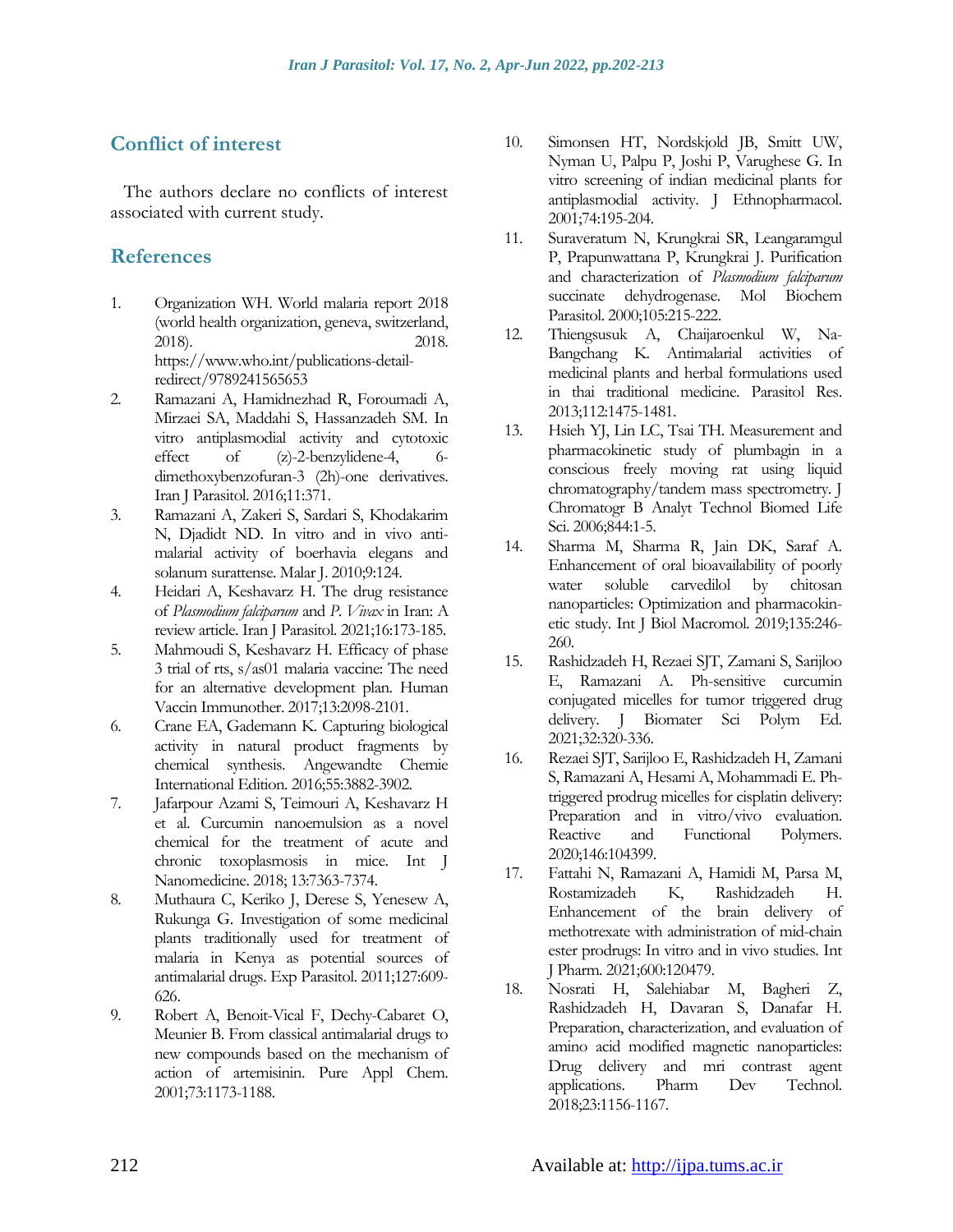## Conflict of interest

The authors declare no conflicts of interest associated with current study.

## References

1. Organization WH. World malaria report 2018 (world health organization, geneva, switzerland, 2018). 2018. https://www.who.int/publications-detail-redirect/9789241565653
2. Ramazani A, Hamidnezhad R, Foroumadi A, Mirzaei SA, Maddahi S, Hassanzadeh SM. In vitro antiplasmodial activity and cytotoxic effect of (z)-2-benzylidene-4, 6-dimethoxybenzofuran-3 (2h)-one derivatives. Iran J Parasitol. 2016;11:371.
3. Ramazani A, Zakeri S, Sardari S, Khodakarim N, Djadidt ND. In vitro and in vivo anti-malarial activity of boerhavia elegans and solanum surattense. Malar J. 2010;9:124.
4. Heidari A, Keshavarz H. The drug resistance of *Plasmodium falciparum* and *P. Vivax* in Iran: A review article. Iran J Parasitol. 2021;16:173-185.
5. Mahmoudi S, Keshavarz H. Efficacy of phase 3 trial of rts, s/as01 malaria vaccine: The need for an alternative development plan. Human Vaccin Immunother. 2017;13:2098-2101.
6. Crane EA, Gademann K. Capturing biological activity in natural product fragments by chemical synthesis. Angewandte Chemie International Edition. 2016;55:3882-3902.
7. Jafarpour Azami S, Teimouri A, Keshavarz H et al. Curcumin nanoemulsion as a novel chemical for the treatment of acute and chronic toxoplasmosis in mice. Int J Nanomedicine. 2018; 13:7363-7374.
8. Muthaura C, Keriko J, Derese S, Yenesew A, Rukunga G. Investigation of some medicinal plants traditionally used for treatment of malaria in Kenya as potential sources of antimalarial drugs. Exp Parasitol. 2011;127:609-626.
9. Robert A, Benoit-Vical F, Dechy-Cabaret O, Meunier B. From classical antimalarial drugs to new compounds based on the mechanism of action of artemisinin. Pure Appl Chem. 2001;73:1173-1188.
10. Simonsen HT, Nordskjold JB, Smitt UW, Nyman U, Palpu P, Joshi P, Varughese G. In vitro screening of indian medicinal plants for antiplasmodial activity. J Ethnopharmacol. 2001;74:195-204.
11. Suraveratum N, Krungkrai SR, Leangaramgul P, Prapunwattana P, Krungkrai J. Purification and characterization of *Plasmodium falciparum* succinate dehydrogenase. Mol Biochem Parasitol. 2000;105:215-222.
12. Thiengsusuk A, Chaijaroenkul W, Na-Bangchang K. Antimalarial activities of medicinal plants and herbal formulations used in thai traditional medicine. Parasitol Res. 2013;112:1475-1481.
13. Hsieh YJ, Lin LC, Tsai TH. Measurement and pharmacokinetic study of plumbagin in a conscious freely moving rat using liquid chromatography/tandem mass spectrometry. J Chromatogr B Analyt Technol Biomed Life Sci. 2006;844:1-5.
14. Sharma M, Sharma R, Jain DK, Saraf A. Enhancement of oral bioavailability of poorly water soluble carvedilol by chitosan nanoparticles: Optimization and pharmacokinetic study. Int J Biol Macromol. 2019;135:246-260.
15. Rashidzadeh H, Rezaei SJT, Zamani S, Sarijloo E, Ramazani A. Ph-sensitive curcumin conjugated micelles for tumor triggered drug delivery. J Biomater Sci Polym Ed. 2021;32:320-336.
16. Rezaei SJT, Sarijloo E, Rashidzadeh H, Zamani S, Ramazani A, Hesami A, Mohammadi E. Ph-triggered prodrug micelles for cisplatin delivery: Preparation and in vitro/vivo evaluation. Reactive and Functional Polymers. 2020;146:104399.
17. Fattahi N, Ramazani A, Hamidi M, Parsa M, Rostamizadeh K, Rashidzadeh H. Enhancement of the brain delivery of methotrexate with administration of mid-chain ester prodrugs: In vitro and in vivo studies. Int J Pharm. 2021;600:120479.
18. Nosrati H, Salehiabar M, Bagheri Z, Rashidzadeh H, Davaran S, Danafar H. Preparation, characterization, and evaluation of amino acid modified magnetic nanoparticles: Drug delivery and mri contrast agent applications. Pharm Dev Technol. 2018;23:1156-1167.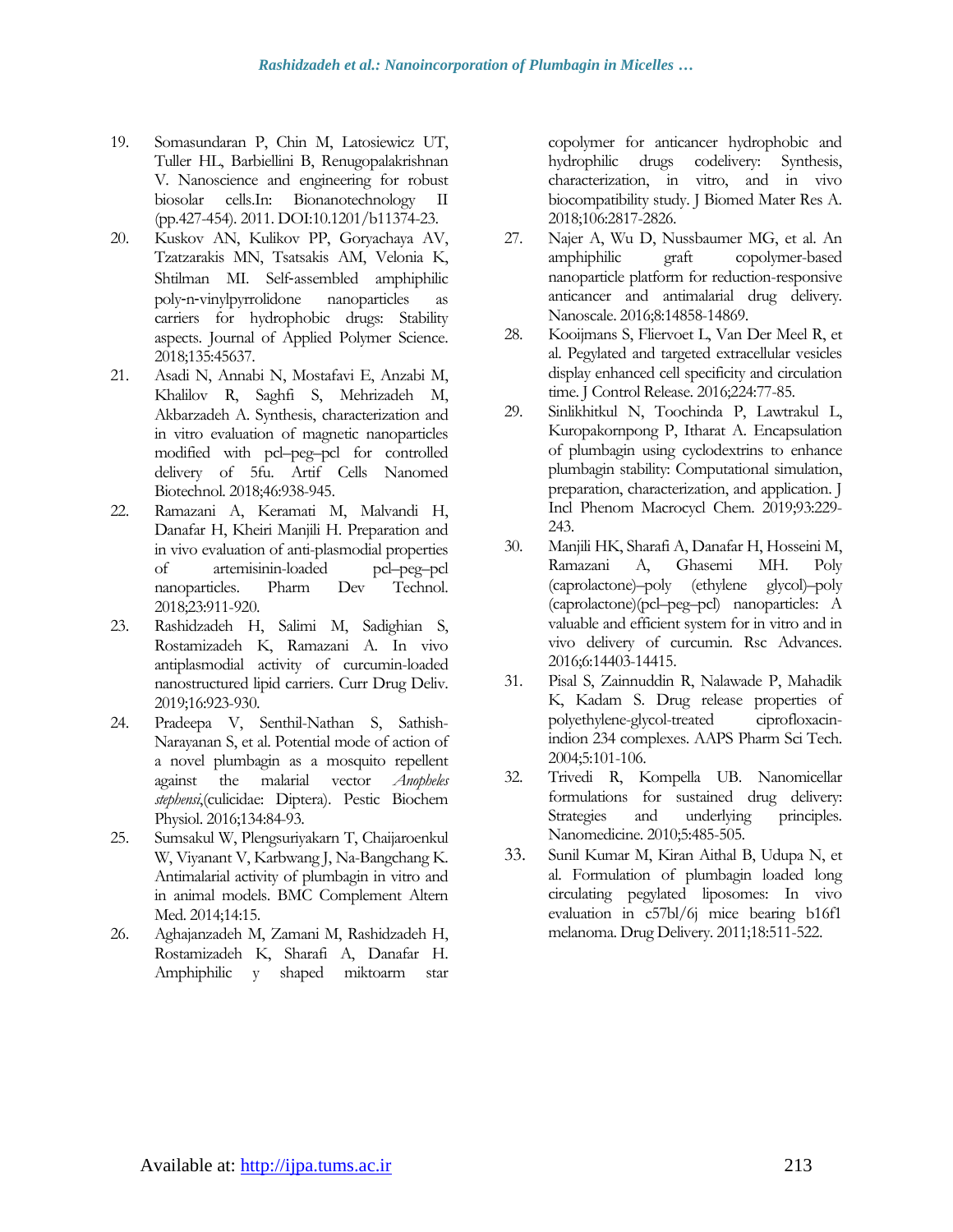19. Somasundaran P, Chin M, Latosiewicz UT, Tuller HL, Barbiellini B, Renugopalakrishnan V. Nanoscience and engineering for robust biosolar cells.In: Bionanotechnology II (pp.427-454). 2011. DOI:10.1201/b11374-23.
20. Kuskov AN, Kulikov PP, Goryachaya AV, Tzatzarakis MN, Tsatsakis AM, Velonia K, Shtilman MI. Self-assembled amphiphilic poly-n-vinylpyrrolidone nanoparticles as carriers for hydrophobic drugs: Stability aspects. Journal of Applied Polymer Science. 2018;135:45637.
21. Asadi N, Annabi N, Mostafavi E, Anzabi M, Khalilov R, Saghfi S, Mehrizadeh M, Akbarzadeh A. Synthesis, characterization and in vitro evaluation of magnetic nanoparticles modified with pcl–peg–pcl for controlled delivery of 5fu. Artif Cells Nanomed Biotechnol. 2018;46:938-945.
22. Ramazani A, Keramati M, Malvandi H, Danafar H, Kheiri Manjili H. Preparation and in vivo evaluation of anti-plasmodial properties of artemisinin-loaded pcl–peg–pcl nanoparticles. Pharm Dev Technol. 2018;23:911-920.
23. Rashidzadeh H, Salimi M, Sadighian S, Rostamizadeh K, Ramazani A. In vivo antiplasmodial activity of curcumin-loaded nanostructured lipid carriers. Curr Drug Deliv. 2019;16:923-930.
24. Pradeepa V, Senthil-Nathan S, Sathish-Narayanan S, et al. Potential mode of action of a novel plumbagin as a mosquito repellent against the malarial vector *Anopheles stephensi*,(culicidae: Diptera). Pestic Biochem Physiol. 2016;134:84-93.
25. Sumsakul W, Plengsuriyakarn T, Chaijaroenkul W, Viyanant V, Karbwang J, Na-Bangchang K. Antimalarial activity of plumbagin in vitro and in animal models. BMC Complement Altern Med. 2014;14:15.
26. Aghajanzadeh M, Zamani M, Rashidzadeh H, Rostamizadeh K, Sharafi A, Danafar H. Amphiphilic y shaped miktoarm star copolymer for anticancer hydrophobic and hydrophilic drugs codelivery: Synthesis, characterization, in vitro, and in vivo biocompatibility study. J Biomed Mater Res A. 2018;106:2817-2826.
27. Najer A, Wu D, Nussbaumer MG, et al. An amphiphilic graft copolymer-based nanoparticle platform for reduction-responsive anticancer and antimalarial drug delivery. Nanoscale. 2016;8:14858-14869.
28. Kooijmans S, Fliervoet L, Van Der Meel R, et al. Pegylated and targeted extracellular vesicles display enhanced cell specificity and circulation time. J Control Release. 2016;224:77-85.
29. Sinlikhitkul N, Toochinda P, Lawtrakul L, Kuropakornpong P, Itharat A. Encapsulation of plumbagin using cyclodextrins to enhance plumbagin stability: Computational simulation, preparation, characterization, and application. J Incl Phenom Macrocycl Chem. 2019;93:229-243.
30. Manjili HK, Sharafi A, Danafar H, Hosseini M, Ramazani A, Ghasemi MH. Poly (caprolactone)–poly (ethylene glycol)–poly (caprolactone)(pcl–peg–pcl) nanoparticles: A valuable and efficient system for in vitro and in vivo delivery of curcumin. Rsc Advances. 2016;6:14403-14415.
31. Pisal S, Zainnuddin R, Nalawade P, Mahadik K, Kadam S. Drug release properties of polyethylene-glycol-treated ciprofloxacin-indion 234 complexes. AAPS Pharm Sci Tech. 2004;5:101-106.
32. Trivedi R, Kompella UB. Nanomicellar formulations for sustained drug delivery: Strategies and underlying principles. Nanomedicine. 2010;5:485-505.
33. Sunil Kumar M, Kiran Aithal B, Udupa N, et al. Formulation of plumbagin loaded long circulating pegylated liposomes: In vivo evaluation in c57bl/6j mice bearing b16f1 melanoma. Drug Delivery. 2011;18:511-522.